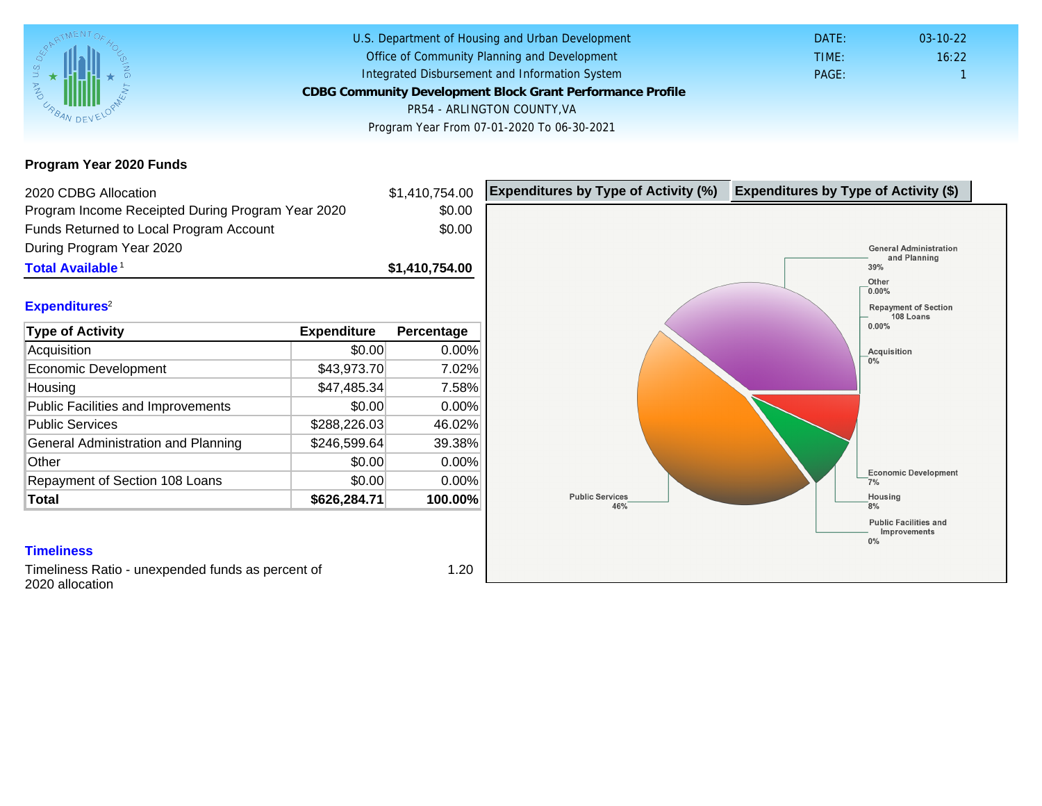U.S. Department of Housing and Urban Development
Office of Community Planning and Development
Integrated Disbursement and Information System

**CDBG Community Development Block Grant Performance Profile**

PR54 - ARLINGTON COUNTY,VA

Program Year From 07-01-2020 To 06-30-2021

DATE: 03-10-22
TIME: 16:22
PAGE: 1

## Program Year 2020 Funds

| | |
|---|---|
| 2020 CDBG Allocation | $1,410,754.00 |
| Program Income Receipted During Program Year 2020 | $0.00 |
| Funds Returned to Local Program Account During Program Year 2020 | $0.00 |
| **Total Available** [1] | **$1,410,754.00** |

## Expenditures[2]

| Type of Activity | Expenditure | Percentage |
|---|---|---|
| Acquisition | $0.00 | 0.00% |
| Economic Development | $43,973.70 | 7.02% |
| Housing | $47,485.34 | 7.58% |
| Public Facilities and Improvements | $0.00 | 0.00% |
| Public Services | $288,226.03 | 46.02% |
| General Administration and Planning | $246,599.64 | 39.38% |
| Other | $0.00 | 0.00% |
| Repayment of Section 108 Loans | $0.00 | 0.00% |
| **Total** | **$626,284.71** | **100.00%** |

**Expenditures by Type of Activity (%)** | **Expenditures by Type of Activity ($)**

General Administration and Planning 39%
Other 0.00%
Repayment of Section 108 Loans 0.00%
Acquisition 0%
Economic Development 7%
Housing 8%
Public Facilities and Improvements 0%
Public Services 46%

## Timeliness

| | |
|---|---|
| Timeliness Ratio - unexpended funds as percent of 2020 allocation | 1.20 |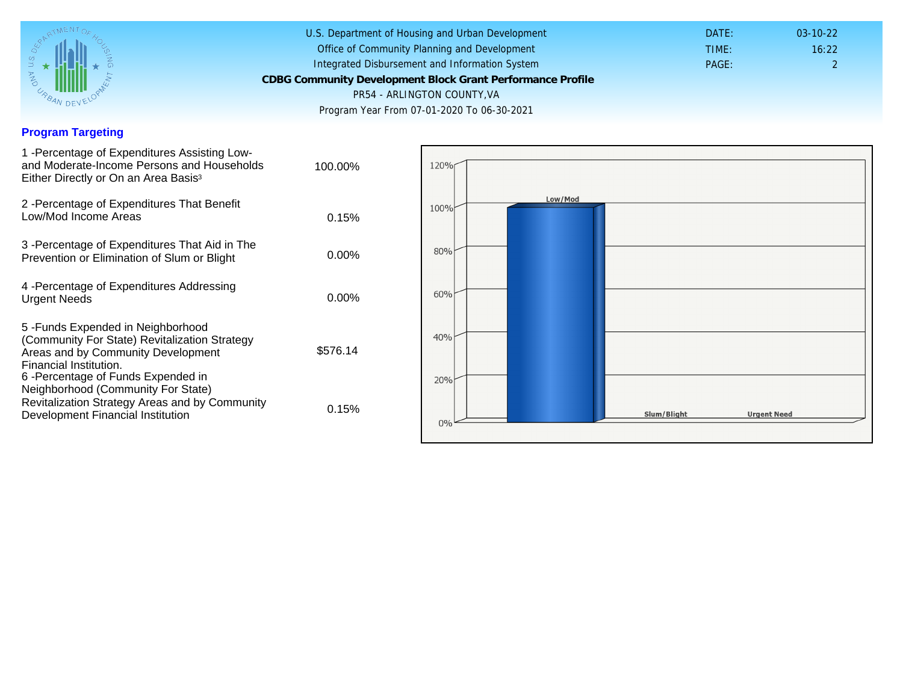U.S. Department of Housing and Urban Development
Office of Community Planning and Development
Integrated Disbursement and Information System

**CDBG Community Development Block Grant Performance Profile**

PR54 - ARLINGTON COUNTY,VA

Program Year From 07-01-2020 To 06-30-2021

DATE: 03-10-22
TIME: 16:22
PAGE: 2

## Program Targeting

| | |
|---|---|
| 1 -Percentage of Expenditures Assisting Low- and Moderate-Income Persons and Households Either Directly or On an Area Basis[3] | 100.00% |
| 2 -Percentage of Expenditures That Benefit Low/Mod Income Areas | 0.15% |
| 3 -Percentage of Expenditures That Aid in The Prevention or Elimination of Slum or Blight | 0.00% |
| 4 -Percentage of Expenditures Addressing Urgent Needs | 0.00% |
| 5 -Funds Expended in Neighborhood (Community For State) Revitalization Strategy Areas and by Community Development Financial Institution. | $576.14 |
| 6 -Percentage of Funds Expended in Neighborhood (Community For State) Revitalization Strategy Areas and by Community Development Financial Institution | 0.15% |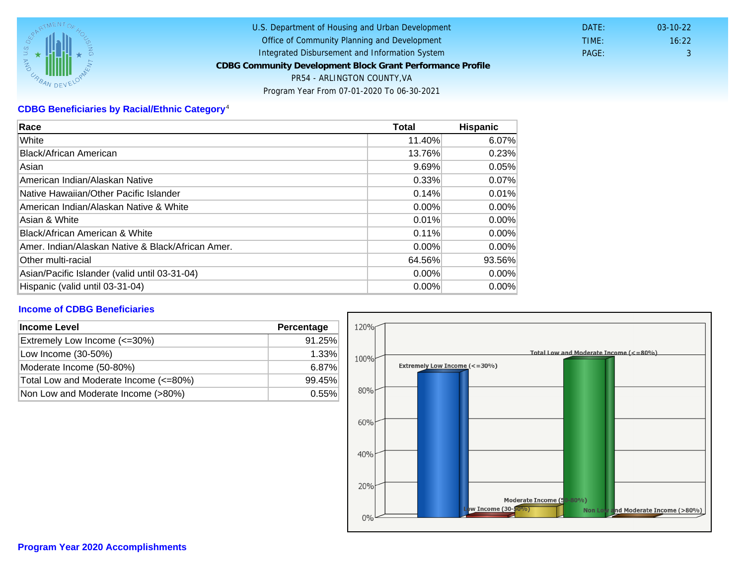U.S. Department of Housing and Urban Development
Office of Community Planning and Development
Integrated Disbursement and Information System
**CDBG Community Development Block Grant Performance Profile**
PR54 - ARLINGTON COUNTY,VA
Program Year From 07-01-2020 To 06-30-2021

DATE: 03-10-22
TIME: 16:22
PAGE: 3

## CDBG Beneficiaries by Racial/Ethnic Category[4]

| Race | Total | Hispanic |
| --- | --- | --- |
| White | 11.40% | 6.07% |
| Black/African American | 13.76% | 0.23% |
| Asian | 9.69% | 0.05% |
| American Indian/Alaskan Native | 0.33% | 0.07% |
| Native Hawaiian/Other Pacific Islander | 0.14% | 0.01% |
| American Indian/Alaskan Native & White | 0.00% | 0.00% |
| Asian & White | 0.01% | 0.00% |
| Black/African American & White | 0.11% | 0.00% |
| Amer. Indian/Alaskan Native & Black/African Amer. | 0.00% | 0.00% |
| Other multi-racial | 64.56% | 93.56% |
| Asian/Pacific Islander (valid until 03-31-04) | 0.00% | 0.00% |
| Hispanic (valid until 03-31-04) | 0.00% | 0.00% |

## Income of CDBG Beneficiaries

| Income Level | Percentage |
| --- | --- |
| Extremely Low Income (<=30%) | 91.25% |
| Low Income (30-50%) | 1.33% |
| Moderate Income (50-80%) | 6.87% |
| Total Low and Moderate Income (<=80%) | 99.45% |
| Non Low and Moderate Income (>80%) | 0.55% |

## Program Year 2020 Accomplishments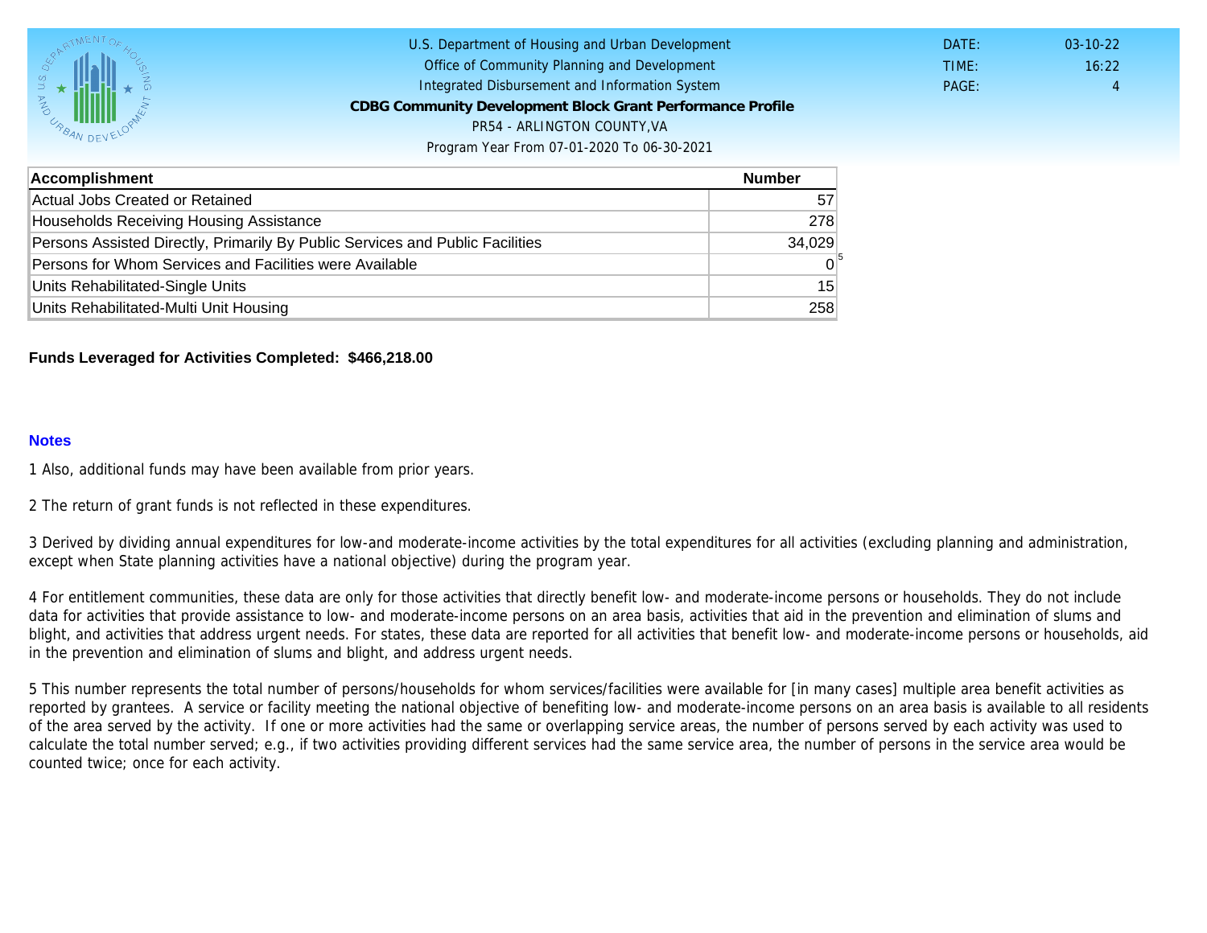U.S. Department of Housing and Urban Development

Office of Community Planning and Development

Integrated Disbursement and Information System

**CDBG Community Development Block Grant Performance Profile**

PR54 - ARLINGTON COUNTY,VA

Program Year From 07-01-2020 To 06-30-2021

DATE: 03-10-22

TIME: 16:22

| Accomplishment | Number |
|---|---|
| Actual Jobs Created or Retained | 57 |
| Households Receiving Housing Assistance | 278 |
| Persons Assisted Directly, Primarily By Public Services and Public Facilities | 34,029 |
| Persons for Whom Services and Facilities were Available | 0 [5] |
| Units Rehabilitated-Single Units | 15 |
| Units Rehabilitated-Multi Unit Housing | 258 |

**Funds Leveraged for Activities Completed: $466,218.00**

## Notes

1 Also, additional funds may have been available from prior years.

2 The return of grant funds is not reflected in these expenditures.

3 Derived by dividing annual expenditures for low-and moderate-income activities by the total expenditures for all activities (excluding planning and administration, except when State planning activities have a national objective) during the program year.

4 For entitlement communities, these data are only for those activities that directly benefit low- and moderate-income persons or households. They do not include data for activities that provide assistance to low- and moderate-income persons on an area basis, activities that aid in the prevention and elimination of slums and blight, and activities that address urgent needs. For states, these data are reported for all activities that benefit low- and moderate-income persons or households, aid in the prevention and elimination of slums and blight, and address urgent needs.

5 This number represents the total number of persons/households for whom services/facilities were available for [in many cases] multiple area benefit activities as reported by grantees. A service or facility meeting the national objective of benefiting low- and moderate-income persons on an area basis is available to all residents of the area served by the activity. If one or more activities had the same or overlapping service areas, the number of persons served by each activity was used to calculate the total number served; e.g., if two activities providing different services had the same service area, the number of persons in the service area would be counted twice; once for each activity.